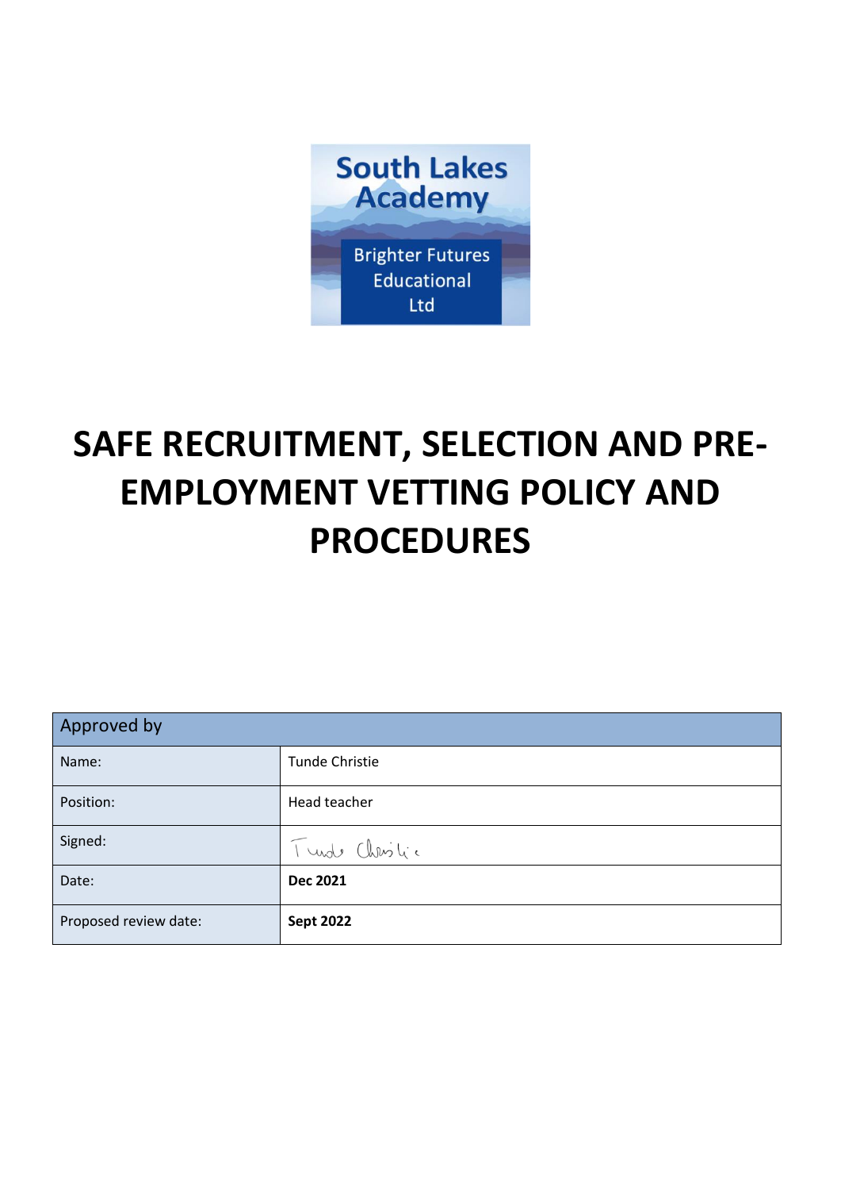South Lakes Academy

Brighter Futures Educational Ltd

# SAFE RECRUITMENT, SELECTION AND PRE-EMPLOYMENT VETTING POLICY AND PROCEDURES

| Approved by | |
|---|---|
| Name: | Tunde Christie |
| Position: | Head teacher |
| Signed: | Tunde Christie |
| Date: | **Dec 2021** |
| Proposed review date: | **Sept 2022** |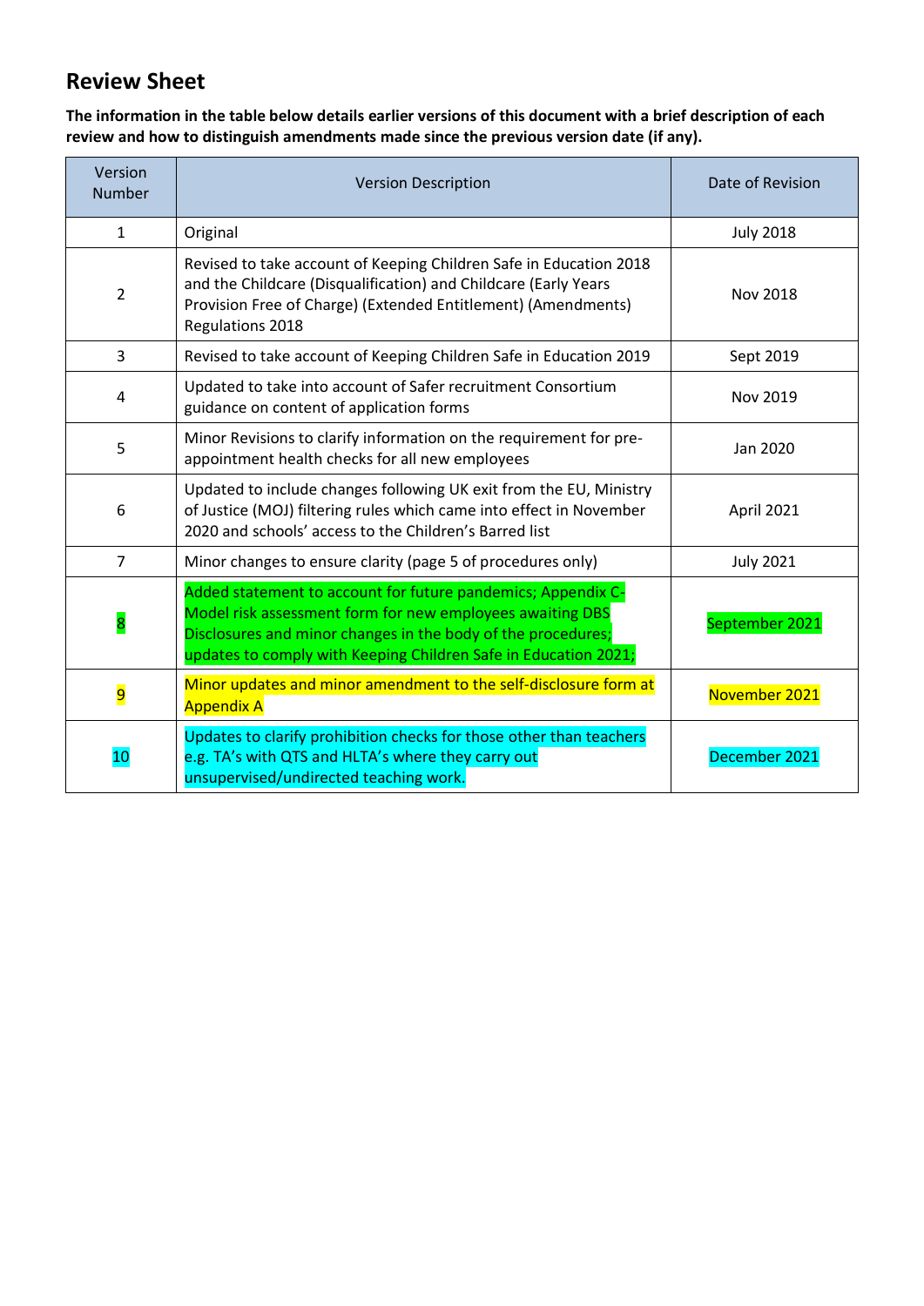## Review Sheet

**The information in the table below details earlier versions of this document with a brief description of each review and how to distinguish amendments made since the previous version date (if any).**

| Version Number | Version Description | Date of Revision |
|---|---|---|
| 1 | Original | July 2018 |
| 2 | Revised to take account of Keeping Children Safe in Education 2018 and the Childcare (Disqualification) and Childcare (Early Years Provision Free of Charge) (Extended Entitlement) (Amendments) Regulations 2018 | Nov 2018 |
| 3 | Revised to take account of Keeping Children Safe in Education 2019 | Sept 2019 |
| 4 | Updated to take into account of Safer recruitment Consortium guidance on content of application forms | Nov 2019 |
| 5 | Minor Revisions to clarify information on the requirement for pre-appointment health checks for all new employees | Jan 2020 |
| 6 | Updated to include changes following UK exit from the EU, Ministry of Justice (MOJ) filtering rules which came into effect in November 2020 and schools' access to the Children's Barred list | April 2021 |
| 7 | Minor changes to ensure clarity (page 5 of procedures only) | July 2021 |
| 8 | Added statement to account for future pandemics; Appendix C-Model risk assessment form for new employees awaiting DBS Disclosures and minor changes in the body of the procedures; updates to comply with Keeping Children Safe in Education 2021; | September 2021 |
| 9 | Minor updates and minor amendment to the self-disclosure form at Appendix A | November 2021 |
| 10 | Updates to clarify prohibition checks for those other than teachers e.g. TA's with QTS and HLTA's where they carry out unsupervised/undirected teaching work. | December 2021 |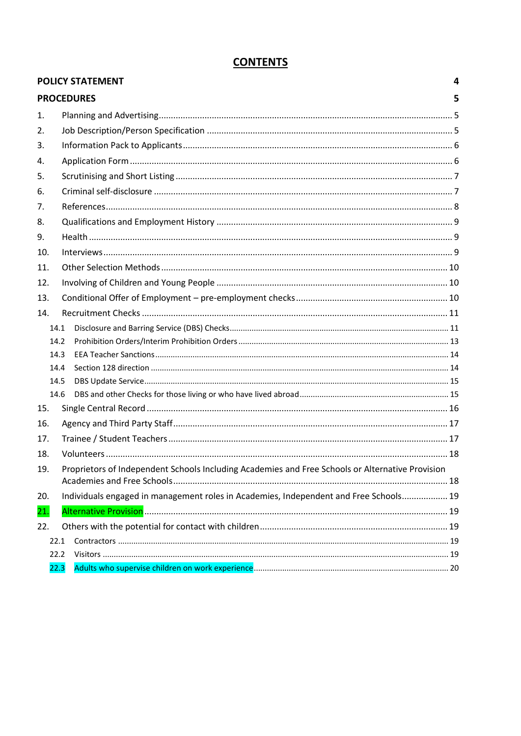# CONTENTS

**POLICY STATEMENT** 4

**PROCEDURES** 5

1. Planning and Advertising 5
2. Job Description/Person Specification 5
3. Information Pack to Applicants 6
4. Application Form 6
5. Scrutinising and Short Listing 7
6. Criminal self-disclosure 7
7. References 8
8. Qualifications and Employment History 9
9. Health 9
10. Interviews 9
11. Other Selection Methods 10
12. Involving of Children and Young People 10
13. Conditional Offer of Employment – pre-employment checks 10
14. Recruitment Checks 11
    - 14.1 Disclosure and Barring Service (DBS) Checks 11
    - 14.2 Prohibition Orders/Interim Prohibition Orders 13
    - 14.3 EEA Teacher Sanctions 14
    - 14.4 Section 128 direction 14
    - 14.5 DBS Update Service 15
    - 14.6 DBS and other Checks for those living or who have lived abroad 15
15. Single Central Record 16
16. Agency and Third Party Staff 17
17. Trainee / Student Teachers 17
18. Volunteers 18
19. Proprietors of Independent Schools Including Academies and Free Schools or Alternative Provision Academies and Free Schools 18
20. Individuals engaged in management roles in Academies, Independent and Free Schools 19
21. Alternative Provision 19
22. Others with the potential for contact with children 19
    - 22.1 Contractors 19
    - 22.2 Visitors 19
    - 22.3 Adults who supervise children on work experience 20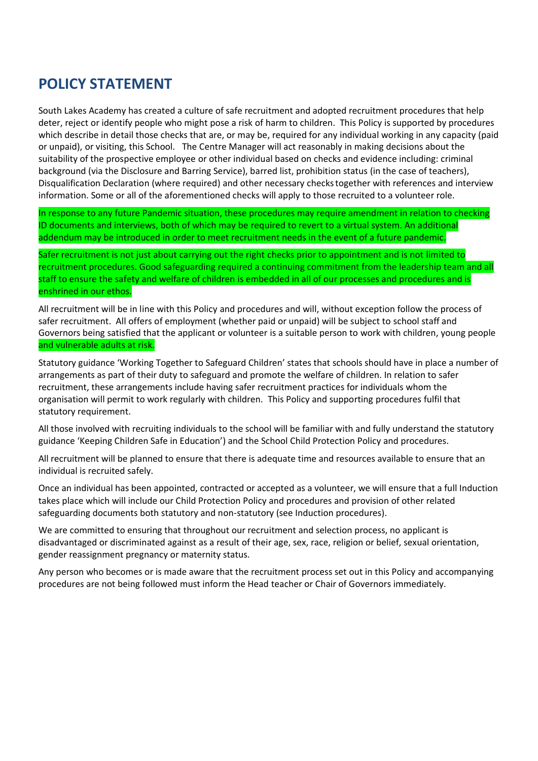# POLICY STATEMENT

South Lakes Academy has created a culture of safe recruitment and adopted recruitment procedures that help deter, reject or identify people who might pose a risk of harm to children. This Policy is supported by procedures which describe in detail those checks that are, or may be, required for any individual working in any capacity (paid or unpaid), or visiting, this School. The Centre Manager will act reasonably in making decisions about the suitability of the prospective employee or other individual based on checks and evidence including: criminal background (via the Disclosure and Barring Service), barred list, prohibition status (in the case of teachers), Disqualification Declaration (where required) and other necessary checks together with references and interview information. Some or all of the aforementioned checks will apply to those recruited to a volunteer role.

In response to any future Pandemic situation, these procedures may require amendment in relation to checking ID documents and interviews, both of which may be required to revert to a virtual system. An additional addendum may be introduced in order to meet recruitment needs in the event of a future pandemic.

Safer recruitment is not just about carrying out the right checks prior to appointment and is not limited to recruitment procedures. Good safeguarding required a continuing commitment from the leadership team and all staff to ensure the safety and welfare of children is embedded in all of our processes and procedures and is enshrined in our ethos.

All recruitment will be in line with this Policy and procedures and will, without exception follow the process of safer recruitment. All offers of employment (whether paid or unpaid) will be subject to school staff and Governors being satisfied that the applicant or volunteer is a suitable person to work with children, young people and vulnerable adults at risk.

Statutory guidance 'Working Together to Safeguard Children' states that schools should have in place a number of arrangements as part of their duty to safeguard and promote the welfare of children. In relation to safer recruitment, these arrangements include having safer recruitment practices for individuals whom the organisation will permit to work regularly with children. This Policy and supporting procedures fulfil that statutory requirement.

All those involved with recruiting individuals to the school will be familiar with and fully understand the statutory guidance 'Keeping Children Safe in Education') and the School Child Protection Policy and procedures.

All recruitment will be planned to ensure that there is adequate time and resources available to ensure that an individual is recruited safely.

Once an individual has been appointed, contracted or accepted as a volunteer, we will ensure that a full Induction takes place which will include our Child Protection Policy and procedures and provision of other related safeguarding documents both statutory and non-statutory (see Induction procedures).

We are committed to ensuring that throughout our recruitment and selection process, no applicant is disadvantaged or discriminated against as a result of their age, sex, race, religion or belief, sexual orientation, gender reassignment pregnancy or maternity status.

Any person who becomes or is made aware that the recruitment process set out in this Policy and accompanying procedures are not being followed must inform the Head teacher or Chair of Governors immediately.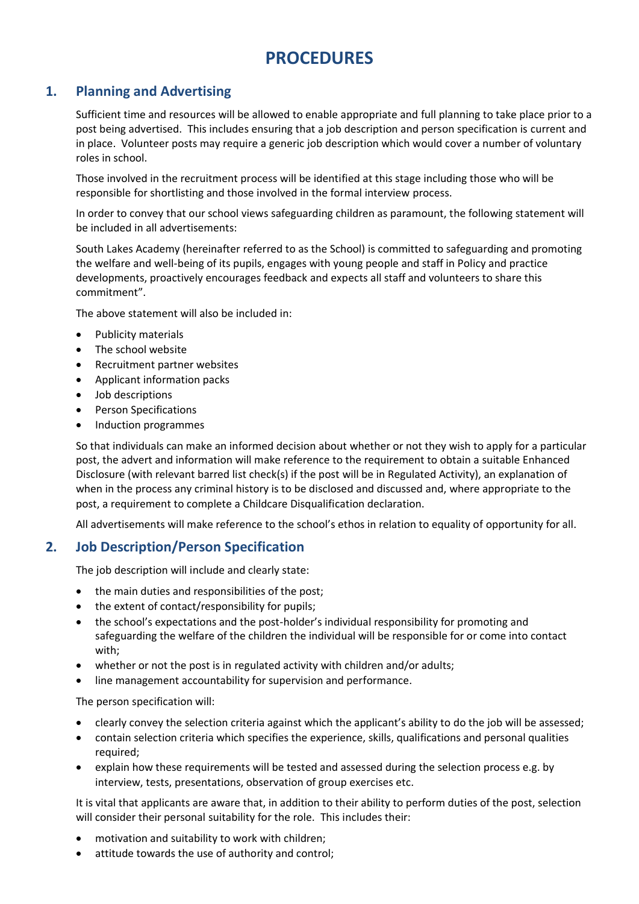# PROCEDURES

## 1. Planning and Advertising

Sufficient time and resources will be allowed to enable appropriate and full planning to take place prior to a post being advertised. This includes ensuring that a job description and person specification is current and in place. Volunteer posts may require a generic job description which would cover a number of voluntary roles in school.

Those involved in the recruitment process will be identified at this stage including those who will be responsible for shortlisting and those involved in the formal interview process.

In order to convey that our school views safeguarding children as paramount, the following statement will be included in all advertisements:

South Lakes Academy (hereinafter referred to as the School) is committed to safeguarding and promoting the welfare and well-being of its pupils, engages with young people and staff in Policy and practice developments, proactively encourages feedback and expects all staff and volunteers to share this commitment".

The above statement will also be included in:

- Publicity materials
- The school website
- Recruitment partner websites
- Applicant information packs
- Job descriptions
- Person Specifications
- Induction programmes

So that individuals can make an informed decision about whether or not they wish to apply for a particular post, the advert and information will make reference to the requirement to obtain a suitable Enhanced Disclosure (with relevant barred list check(s) if the post will be in Regulated Activity), an explanation of when in the process any criminal history is to be disclosed and discussed and, where appropriate to the post, a requirement to complete a Childcare Disqualification declaration.

All advertisements will make reference to the school's ethos in relation to equality of opportunity for all.

## 2. Job Description/Person Specification

The job description will include and clearly state:

- the main duties and responsibilities of the post;
- the extent of contact/responsibility for pupils;
- the school's expectations and the post-holder's individual responsibility for promoting and safeguarding the welfare of the children the individual will be responsible for or come into contact with;
- whether or not the post is in regulated activity with children and/or adults;
- line management accountability for supervision and performance.

The person specification will:

- clearly convey the selection criteria against which the applicant's ability to do the job will be assessed;
- contain selection criteria which specifies the experience, skills, qualifications and personal qualities required;
- explain how these requirements will be tested and assessed during the selection process e.g. by interview, tests, presentations, observation of group exercises etc.

It is vital that applicants are aware that, in addition to their ability to perform duties of the post, selection will consider their personal suitability for the role. This includes their:

- motivation and suitability to work with children;
- attitude towards the use of authority and control;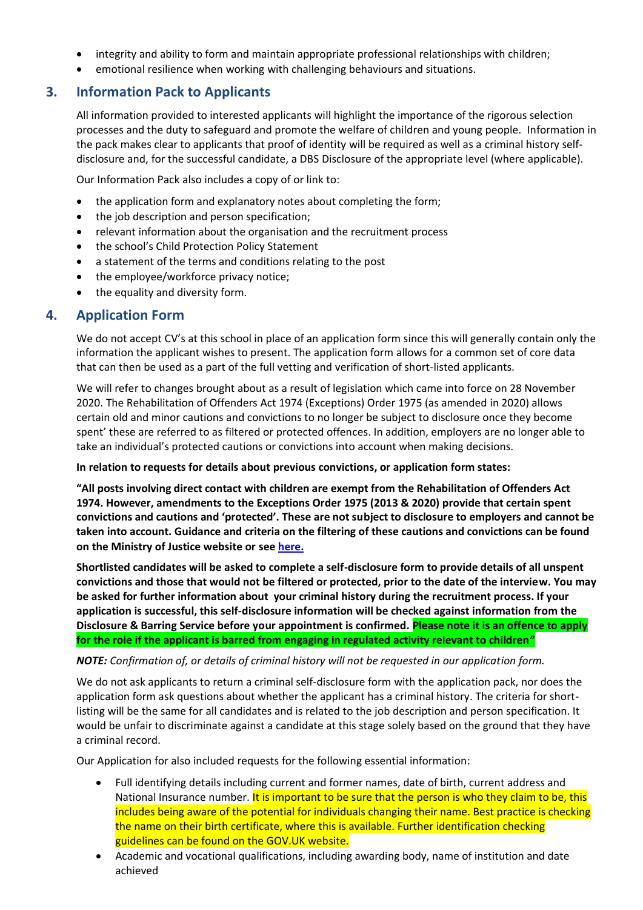- integrity and ability to form and maintain appropriate professional relationships with children;
- emotional resilience when working with challenging behaviours and situations.

## 3. Information Pack to Applicants

All information provided to interested applicants will highlight the importance of the rigorous selection processes and the duty to safeguard and promote the welfare of children and young people. Information in the pack makes clear to applicants that proof of identity will be required as well as a criminal history self-disclosure and, for the successful candidate, a DBS Disclosure of the appropriate level (where applicable).

Our Information Pack also includes a copy of or link to:

- the application form and explanatory notes about completing the form;
- the job description and person specification;
- relevant information about the organisation and the recruitment process
- the school's Child Protection Policy Statement
- a statement of the terms and conditions relating to the post
- the employee/workforce privacy notice;
- the equality and diversity form.

## 4. Application Form

We do not accept CV's at this school in place of an application form since this will generally contain only the information the applicant wishes to present. The application form allows for a common set of core data that can then be used as a part of the full vetting and verification of short-listed applicants.

We will refer to changes brought about as a result of legislation which came into force on 28 November 2020. The Rehabilitation of Offenders Act 1974 (Exceptions) Order 1975 (as amended in 2020) allows certain old and minor cautions and convictions to no longer be subject to disclosure once they become spent' these are referred to as filtered or protected offences. In addition, employers are no longer able to take an individual's protected cautions or convictions into account when making decisions.

**In relation to requests for details about previous convictions, or application form states:**

**"All posts involving direct contact with children are exempt from the Rehabilitation of Offenders Act 1974. However, amendments to the Exceptions Order 1975 (2013 & 2020) provide that certain spent convictions and cautions and 'protected'. These are not subject to disclosure to employers and cannot be taken into account. Guidance and criteria on the filtering of these cautions and convictions can be found on the Ministry of Justice website or see [here.]**

**Shortlisted candidates will be asked to complete a self-disclosure form to provide details of all unspent convictions and those that would not be filtered or protected, prior to the date of the interview. You may be asked for further information about your criminal history during the recruitment process. If your application is successful, this self-disclosure information will be checked against information from the Disclosure & Barring Service before your appointment is confirmed. Please note it is an offence to apply for the role if the applicant is barred from engaging in regulated activity relevant to children"**

***NOTE:** Confirmation of, or details of criminal history will not be requested in our application form.*

We do not ask applicants to return a criminal self-disclosure form with the application pack, nor does the application form ask questions about whether the applicant has a criminal history. The criteria for short-listing will be the same for all candidates and is related to the job description and person specification. It would be unfair to discriminate against a candidate at this stage solely based on the ground that they have a criminal record.

Our Application for also included requests for the following essential information:

- Full identifying details including current and former names, date of birth, current address and National Insurance number. It is important to be sure that the person is who they claim to be, this includes being aware of the potential for individuals changing their name. Best practice is checking the name on their birth certificate, where this is available. Further identification checking guidelines can be found on the GOV.UK website.
- Academic and vocational qualifications, including awarding body, name of institution and date achieved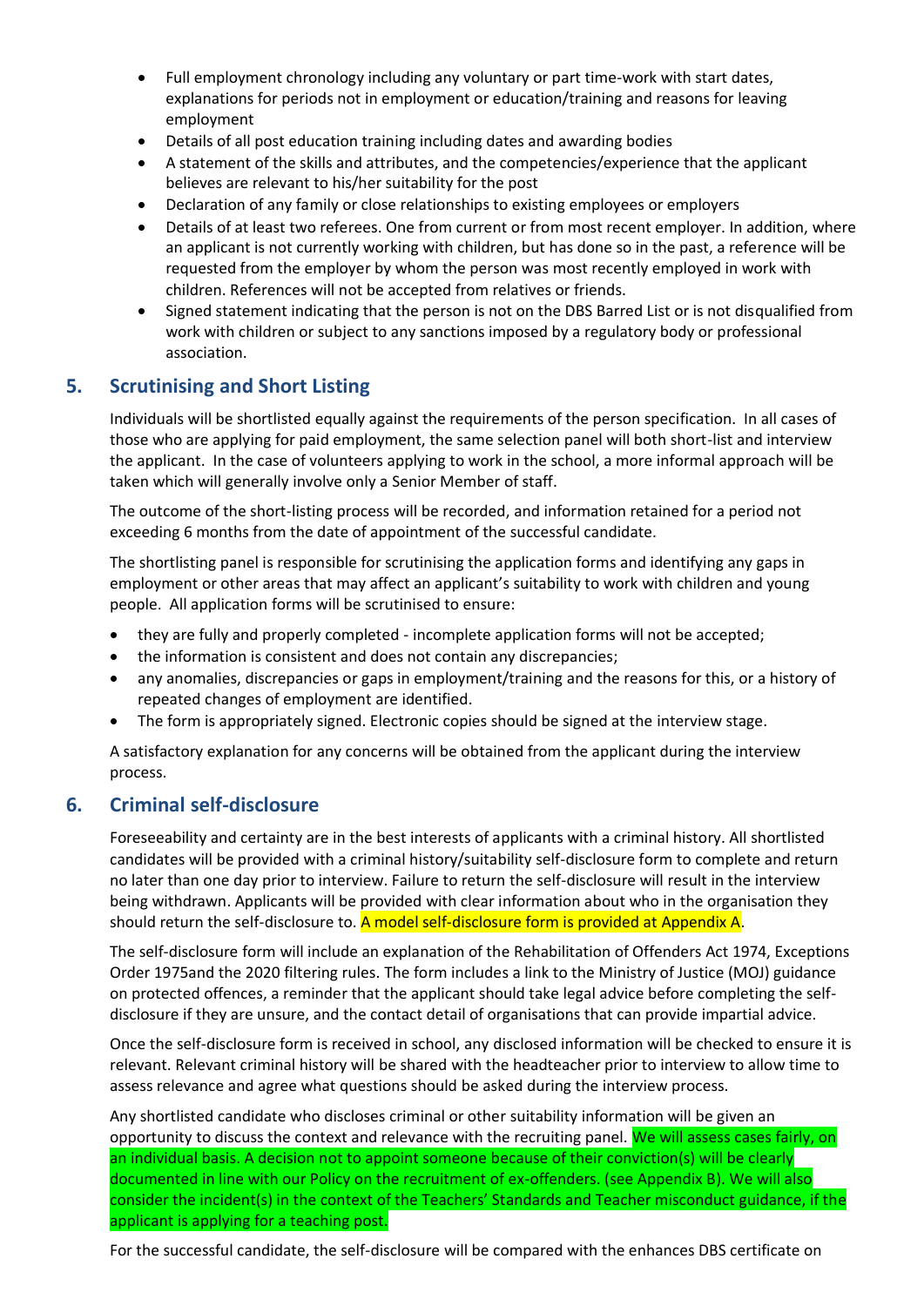- Full employment chronology including any voluntary or part time-work with start dates, explanations for periods not in employment or education/training and reasons for leaving employment
- Details of all post education training including dates and awarding bodies
- A statement of the skills and attributes, and the competencies/experience that the applicant believes are relevant to his/her suitability for the post
- Declaration of any family or close relationships to existing employees or employers
- Details of at least two referees. One from current or from most recent employer. In addition, where an applicant is not currently working with children, but has done so in the past, a reference will be requested from the employer by whom the person was most recently employed in work with children. References will not be accepted from relatives or friends.
- Signed statement indicating that the person is not on the DBS Barred List or is not disqualified from work with children or subject to any sanctions imposed by a regulatory body or professional association.

## 5. Scrutinising and Short Listing

Individuals will be shortlisted equally against the requirements of the person specification. In all cases of those who are applying for paid employment, the same selection panel will both short-list and interview the applicant. In the case of volunteers applying to work in the school, a more informal approach will be taken which will generally involve only a Senior Member of staff.

The outcome of the short-listing process will be recorded, and information retained for a period not exceeding 6 months from the date of appointment of the successful candidate.

The shortlisting panel is responsible for scrutinising the application forms and identifying any gaps in employment or other areas that may affect an applicant's suitability to work with children and young people. All application forms will be scrutinised to ensure:

- they are fully and properly completed - incomplete application forms will not be accepted;
- the information is consistent and does not contain any discrepancies;
- any anomalies, discrepancies or gaps in employment/training and the reasons for this, or a history of repeated changes of employment are identified.
- The form is appropriately signed. Electronic copies should be signed at the interview stage.

A satisfactory explanation for any concerns will be obtained from the applicant during the interview process.

## 6. Criminal self-disclosure

Foreseeability and certainty are in the best interests of applicants with a criminal history. All shortlisted candidates will be provided with a criminal history/suitability self-disclosure form to complete and return no later than one day prior to interview. Failure to return the self-disclosure will result in the interview being withdrawn. Applicants will be provided with clear information about who in the organisation they should return the self-disclosure to. A model self-disclosure form is provided at Appendix A.

The self-disclosure form will include an explanation of the Rehabilitation of Offenders Act 1974, Exceptions Order 1975and the 2020 filtering rules. The form includes a link to the Ministry of Justice (MOJ) guidance on protected offences, a reminder that the applicant should take legal advice before completing the self-disclosure if they are unsure, and the contact detail of organisations that can provide impartial advice.

Once the self-disclosure form is received in school, any disclosed information will be checked to ensure it is relevant. Relevant criminal history will be shared with the headteacher prior to interview to allow time to assess relevance and agree what questions should be asked during the interview process.

Any shortlisted candidate who discloses criminal or other suitability information will be given an opportunity to discuss the context and relevance with the recruiting panel. We will assess cases fairly, on an individual basis. A decision not to appoint someone because of their conviction(s) will be clearly documented in line with our Policy on the recruitment of ex-offenders. (see Appendix B). We will also consider the incident(s) in the context of the Teachers' Standards and Teacher misconduct guidance, if the applicant is applying for a teaching post.

For the successful candidate, the self-disclosure will be compared with the enhances DBS certificate on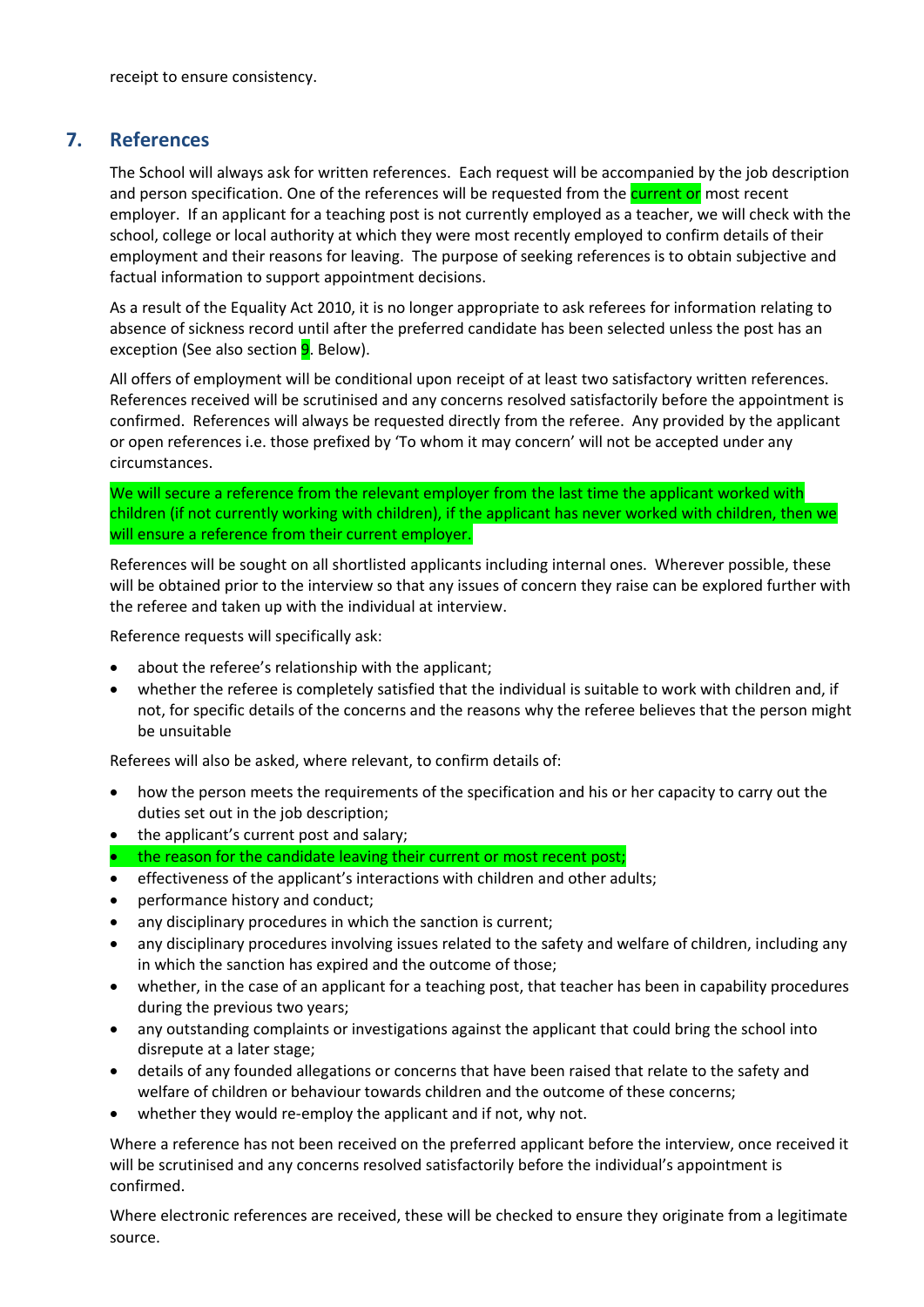receipt to ensure consistency.

## 7. References

The School will always ask for written references. Each request will be accompanied by the job description and person specification. One of the references will be requested from the current or most recent employer. If an applicant for a teaching post is not currently employed as a teacher, we will check with the school, college or local authority at which they were most recently employed to confirm details of their employment and their reasons for leaving. The purpose of seeking references is to obtain subjective and factual information to support appointment decisions.

As a result of the Equality Act 2010, it is no longer appropriate to ask referees for information relating to absence of sickness record until after the preferred candidate has been selected unless the post has an exception (See also section 9. Below).

All offers of employment will be conditional upon receipt of at least two satisfactory written references. References received will be scrutinised and any concerns resolved satisfactorily before the appointment is confirmed. References will always be requested directly from the referee. Any provided by the applicant or open references i.e. those prefixed by 'To whom it may concern' will not be accepted under any circumstances.

We will secure a reference from the relevant employer from the last time the applicant worked with children (if not currently working with children), if the applicant has never worked with children, then we will ensure a reference from their current employer.

References will be sought on all shortlisted applicants including internal ones. Wherever possible, these will be obtained prior to the interview so that any issues of concern they raise can be explored further with the referee and taken up with the individual at interview.

Reference requests will specifically ask:

- about the referee's relationship with the applicant;
- whether the referee is completely satisfied that the individual is suitable to work with children and, if not, for specific details of the concerns and the reasons why the referee believes that the person might be unsuitable

Referees will also be asked, where relevant, to confirm details of:

- how the person meets the requirements of the specification and his or her capacity to carry out the duties set out in the job description;
- the applicant's current post and salary;
- the reason for the candidate leaving their current or most recent post;
- effectiveness of the applicant's interactions with children and other adults;
- performance history and conduct;
- any disciplinary procedures in which the sanction is current;
- any disciplinary procedures involving issues related to the safety and welfare of children, including any in which the sanction has expired and the outcome of those;
- whether, in the case of an applicant for a teaching post, that teacher has been in capability procedures during the previous two years;
- any outstanding complaints or investigations against the applicant that could bring the school into disrepute at a later stage;
- details of any founded allegations or concerns that have been raised that relate to the safety and welfare of children or behaviour towards children and the outcome of these concerns;
- whether they would re-employ the applicant and if not, why not.

Where a reference has not been received on the preferred applicant before the interview, once received it will be scrutinised and any concerns resolved satisfactorily before the individual's appointment is confirmed.

Where electronic references are received, these will be checked to ensure they originate from a legitimate source.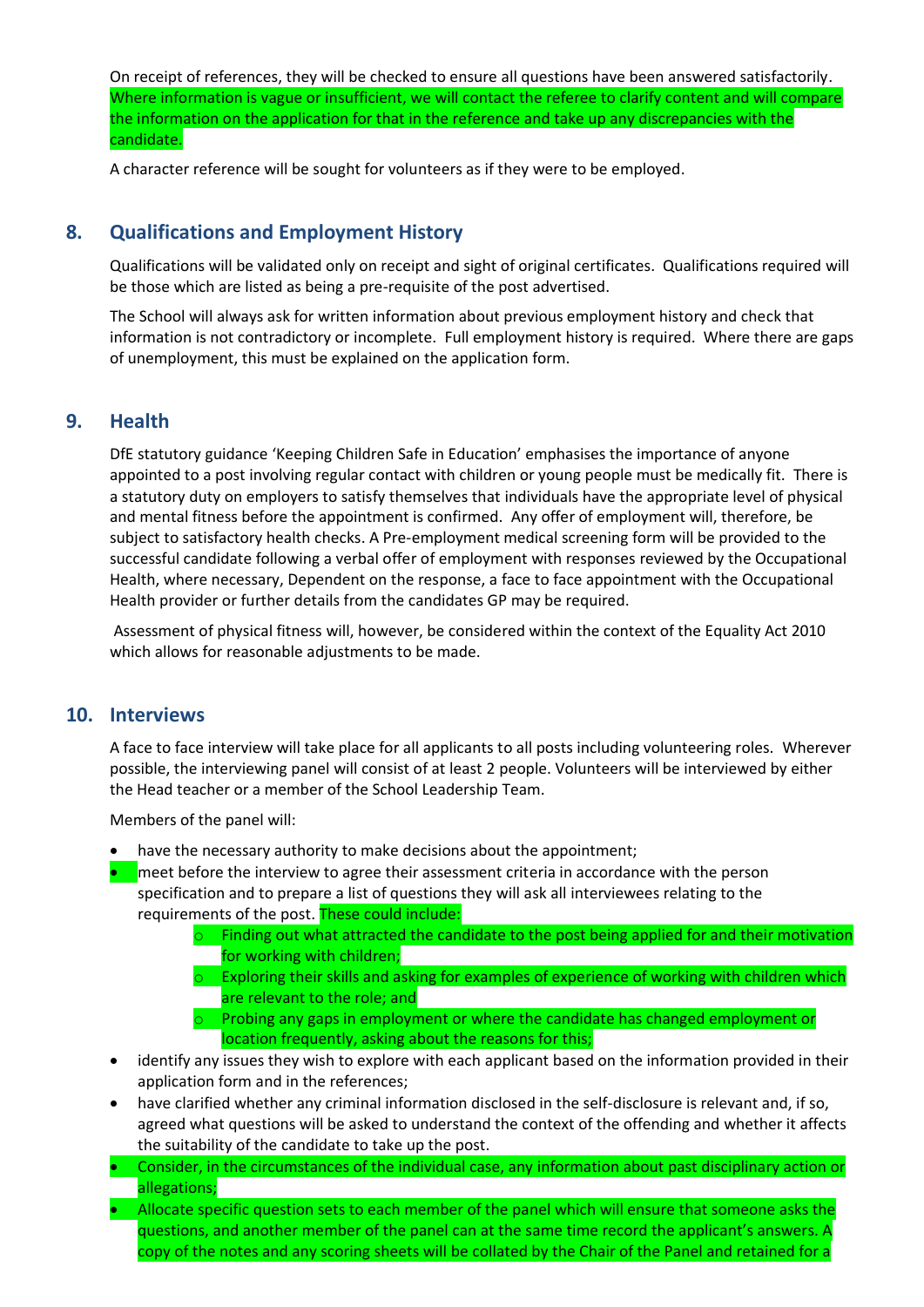On receipt of references, they will be checked to ensure all questions have been answered satisfactorily. Where information is vague or insufficient, we will contact the referee to clarify content and will compare the information on the application for that in the reference and take up any discrepancies with the candidate.

A character reference will be sought for volunteers as if they were to be employed.

## 8. Qualifications and Employment History

Qualifications will be validated only on receipt and sight of original certificates. Qualifications required will be those which are listed as being a pre-requisite of the post advertised.

The School will always ask for written information about previous employment history and check that information is not contradictory or incomplete. Full employment history is required. Where there are gaps of unemployment, this must be explained on the application form.

## 9. Health

DfE statutory guidance 'Keeping Children Safe in Education' emphasises the importance of anyone appointed to a post involving regular contact with children or young people must be medically fit. There is a statutory duty on employers to satisfy themselves that individuals have the appropriate level of physical and mental fitness before the appointment is confirmed. Any offer of employment will, therefore, be subject to satisfactory health checks. A Pre-employment medical screening form will be provided to the successful candidate following a verbal offer of employment with responses reviewed by the Occupational Health, where necessary, Dependent on the response, a face to face appointment with the Occupational Health provider or further details from the candidates GP may be required.

Assessment of physical fitness will, however, be considered within the context of the Equality Act 2010 which allows for reasonable adjustments to be made.

## 10. Interviews

A face to face interview will take place for all applicants to all posts including volunteering roles. Wherever possible, the interviewing panel will consist of at least 2 people. Volunteers will be interviewed by either the Head teacher or a member of the School Leadership Team.

Members of the panel will:

- have the necessary authority to make decisions about the appointment;
- meet before the interview to agree their assessment criteria in accordance with the person specification and to prepare a list of questions they will ask all interviewees relating to the requirements of the post. These could include:
    - Finding out what attracted the candidate to the post being applied for and their motivation for working with children;
    - Exploring their skills and asking for examples of experience of working with children which are relevant to the role; and
    - Probing any gaps in employment or where the candidate has changed employment or location frequently, asking about the reasons for this;
- identify any issues they wish to explore with each applicant based on the information provided in their application form and in the references;
- have clarified whether any criminal information disclosed in the self-disclosure is relevant and, if so, agreed what questions will be asked to understand the context of the offending and whether it affects the suitability of the candidate to take up the post.
- Consider, in the circumstances of the individual case, any information about past disciplinary action or allegations;
- Allocate specific question sets to each member of the panel which will ensure that someone asks the questions, and another member of the panel can at the same time record the applicant's answers. A copy of the notes and any scoring sheets will be collated by the Chair of the Panel and retained for a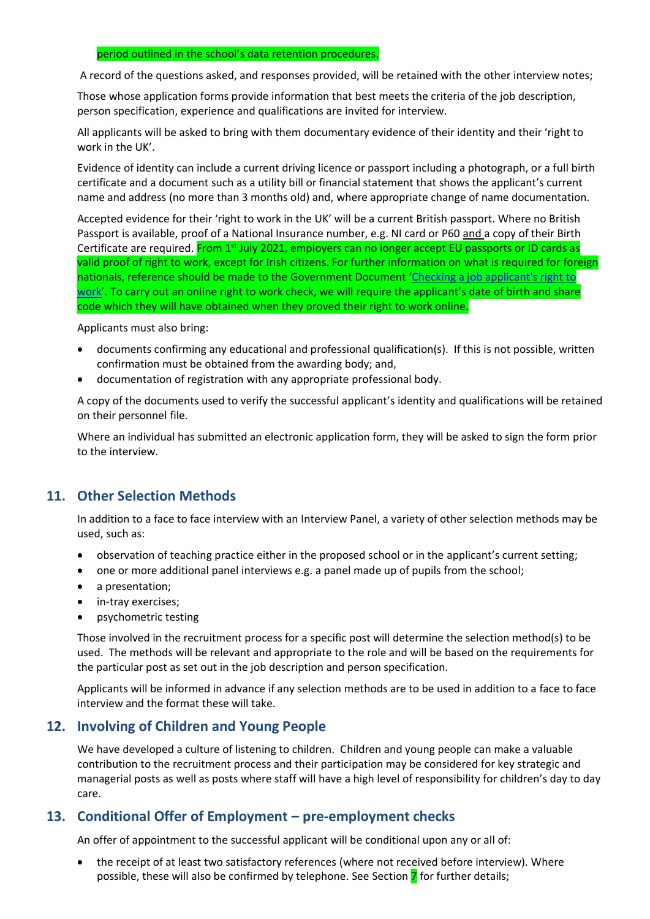period outlined in the school's data retention procedures.

A record of the questions asked, and responses provided, will be retained with the other interview notes;

Those whose application forms provide information that best meets the criteria of the job description, person specification, experience and qualifications are invited for interview.

All applicants will be asked to bring with them documentary evidence of their identity and their 'right to work in the UK'.

Evidence of identity can include a current driving licence or passport including a photograph, or a full birth certificate and a document such as a utility bill or financial statement that shows the applicant's current name and address (no more than 3 months old) and, where appropriate change of name documentation.

Accepted evidence for their 'right to work in the UK' will be a current British passport. Where no British Passport is available, proof of a National Insurance number, e.g. NI card or P60 and a copy of their Birth Certificate are required. From 1st July 2021, employers can no longer accept EU passports or ID cards as valid proof of right to work, except for Irish citizens. For further information on what is required for foreign nationals, reference should be made to the Government Document '[Checking a job applicant's right to work](Checking a job applicant's right to work)'. To carry out an online right to work check, we will require the applicant's date of birth and share code which they will have obtained when they proved their right to work online.

Applicants must also bring:

- documents confirming any educational and professional qualification(s). If this is not possible, written confirmation must be obtained from the awarding body; and,
- documentation of registration with any appropriate professional body.

A copy of the documents used to verify the successful applicant's identity and qualifications will be retained on their personnel file.

Where an individual has submitted an electronic application form, they will be asked to sign the form prior to the interview.

## 11. Other Selection Methods

In addition to a face to face interview with an Interview Panel, a variety of other selection methods may be used, such as:

- observation of teaching practice either in the proposed school or in the applicant's current setting;
- one or more additional panel interviews e.g. a panel made up of pupils from the school;
- a presentation;
- in-tray exercises;
- psychometric testing

Those involved in the recruitment process for a specific post will determine the selection method(s) to be used. The methods will be relevant and appropriate to the role and will be based on the requirements for the particular post as set out in the job description and person specification.

Applicants will be informed in advance if any selection methods are to be used in addition to a face to face interview and the format these will take.

## 12. Involving of Children and Young People

We have developed a culture of listening to children. Children and young people can make a valuable contribution to the recruitment process and their participation may be considered for key strategic and managerial posts as well as posts where staff will have a high level of responsibility for children's day to day care.

## 13. Conditional Offer of Employment – pre-employment checks

An offer of appointment to the successful applicant will be conditional upon any or all of:

- the receipt of at least two satisfactory references (where not received before interview). Where possible, these will also be confirmed by telephone. See Section 7 for further details;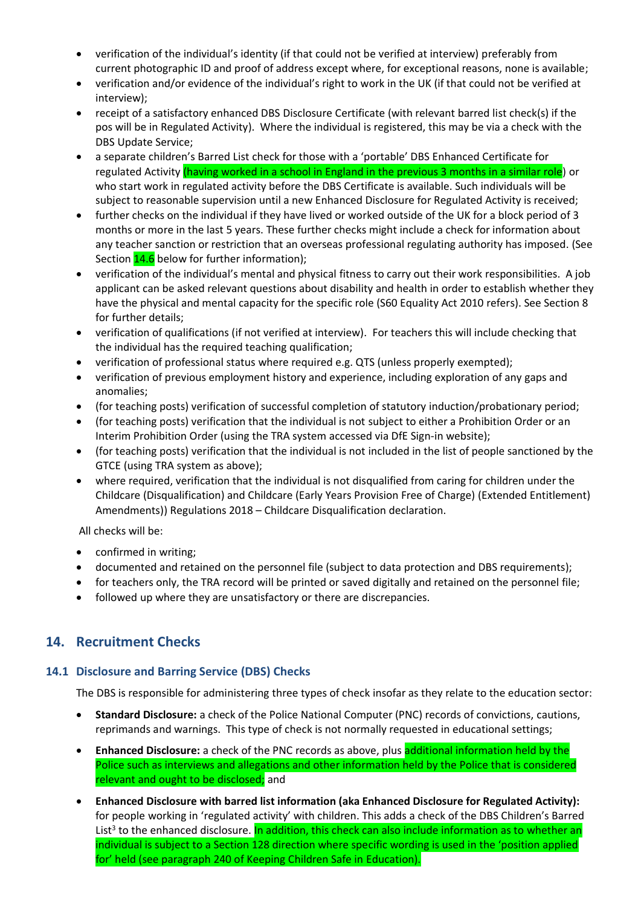- verification of the individual's identity (if that could not be verified at interview) preferably from current photographic ID and proof of address except where, for exceptional reasons, none is available;
- verification and/or evidence of the individual's right to work in the UK (if that could not be verified at interview);
- receipt of a satisfactory enhanced DBS Disclosure Certificate (with relevant barred list check(s) if the pos will be in Regulated Activity). Where the individual is registered, this may be via a check with the DBS Update Service;
- a separate children's Barred List check for those with a 'portable' DBS Enhanced Certificate for regulated Activity (having worked in a school in England in the previous 3 months in a similar role) or who start work in regulated activity before the DBS Certificate is available. Such individuals will be subject to reasonable supervision until a new Enhanced Disclosure for Regulated Activity is received;
- further checks on the individual if they have lived or worked outside of the UK for a block period of 3 months or more in the last 5 years. These further checks might include a check for information about any teacher sanction or restriction that an overseas professional regulating authority has imposed. (See Section 14.6 below for further information);
- verification of the individual's mental and physical fitness to carry out their work responsibilities. A job applicant can be asked relevant questions about disability and health in order to establish whether they have the physical and mental capacity for the specific role (S60 Equality Act 2010 refers). See Section 8 for further details;
- verification of qualifications (if not verified at interview). For teachers this will include checking that the individual has the required teaching qualification;
- verification of professional status where required e.g. QTS (unless properly exempted);
- verification of previous employment history and experience, including exploration of any gaps and anomalies;
- (for teaching posts) verification of successful completion of statutory induction/probationary period;
- (for teaching posts) verification that the individual is not subject to either a Prohibition Order or an Interim Prohibition Order (using the TRA system accessed via DfE Sign-in website);
- (for teaching posts) verification that the individual is not included in the list of people sanctioned by the GTCE (using TRA system as above);
- where required, verification that the individual is not disqualified from caring for children under the Childcare (Disqualification) and Childcare (Early Years Provision Free of Charge) (Extended Entitlement) Amendments)) Regulations 2018 – Childcare Disqualification declaration.

All checks will be:

- confirmed in writing;
- documented and retained on the personnel file (subject to data protection and DBS requirements);
- for teachers only, the TRA record will be printed or saved digitally and retained on the personnel file;
- followed up where they are unsatisfactory or there are discrepancies.

## 14. Recruitment Checks

### 14.1 Disclosure and Barring Service (DBS) Checks

The DBS is responsible for administering three types of check insofar as they relate to the education sector:

- **Standard Disclosure:** a check of the Police National Computer (PNC) records of convictions, cautions, reprimands and warnings. This type of check is not normally requested in educational settings;
- **Enhanced Disclosure:** a check of the PNC records as above, plus additional information held by the Police such as interviews and allegations and other information held by the Police that is considered relevant and ought to be disclosed, and
- **Enhanced Disclosure with barred list information (aka Enhanced Disclosure for Regulated Activity):** for people working in 'regulated activity' with children. This adds a check of the DBS Children's Barred List[3] to the enhanced disclosure. In addition, this check can also include information as to whether an individual is subject to a Section 128 direction where specific wording is used in the 'position applied for' held (see paragraph 240 of Keeping Children Safe in Education).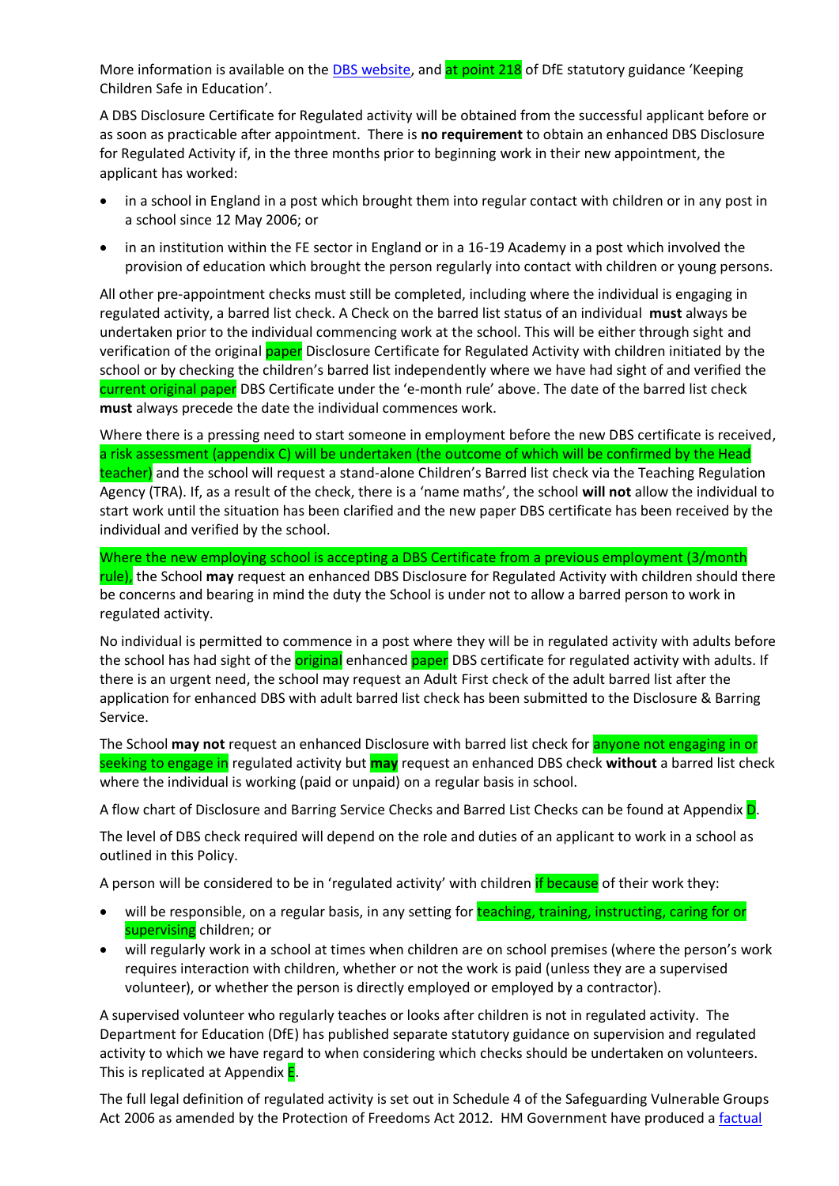More information is available on the [DBS website](#), and at point 218 of DfE statutory guidance 'Keeping Children Safe in Education'.

A DBS Disclosure Certificate for Regulated activity will be obtained from the successful applicant before or as soon as practicable after appointment. There is **no requirement** to obtain an enhanced DBS Disclosure for Regulated Activity if, in the three months prior to beginning work in their new appointment, the applicant has worked:

- in a school in England in a post which brought them into regular contact with children or in any post in a school since 12 May 2006; or
- in an institution within the FE sector in England or in a 16-19 Academy in a post which involved the provision of education which brought the person regularly into contact with children or young persons.

All other pre-appointment checks must still be completed, including where the individual is engaging in regulated activity, a barred list check. A Check on the barred list status of an individual **must** always be undertaken prior to the individual commencing work at the school. This will be either through sight and verification of the original paper Disclosure Certificate for Regulated Activity with children initiated by the school or by checking the children's barred list independently where we have had sight of and verified the current original paper DBS Certificate under the 'e-month rule' above. The date of the barred list check **must** always precede the date the individual commences work.

Where there is a pressing need to start someone in employment before the new DBS certificate is received, a risk assessment (appendix C) will be undertaken (the outcome of which will be confirmed by the Head teacher) and the school will request a stand-alone Children's Barred list check via the Teaching Regulation Agency (TRA). If, as a result of the check, there is a 'name maths', the school **will not** allow the individual to start work until the situation has been clarified and the new paper DBS certificate has been received by the individual and verified by the school.

Where the new employing school is accepting a DBS Certificate from a previous employment (3/month rule), the School **may** request an enhanced DBS Disclosure for Regulated Activity with children should there be concerns and bearing in mind the duty the School is under not to allow a barred person to work in regulated activity.

No individual is permitted to commence in a post where they will be in regulated activity with adults before the school has had sight of the original enhanced paper DBS certificate for regulated activity with adults. If there is an urgent need, the school may request an Adult First check of the adult barred list after the application for enhanced DBS with adult barred list check has been submitted to the Disclosure & Barring Service.

The School **may not** request an enhanced Disclosure with barred list check for anyone not engaging in or seeking to engage in regulated activity but **may** request an enhanced DBS check **without** a barred list check where the individual is working (paid or unpaid) on a regular basis in school.

A flow chart of Disclosure and Barring Service Checks and Barred List Checks can be found at Appendix D.

The level of DBS check required will depend on the role and duties of an applicant to work in a school as outlined in this Policy.

A person will be considered to be in 'regulated activity' with children if because of their work they:

- will be responsible, on a regular basis, in any setting for teaching, training, instructing, caring for or supervising children; or
- will regularly work in a school at times when children are on school premises (where the person's work requires interaction with children, whether or not the work is paid (unless they are a supervised volunteer), or whether the person is directly employed or employed by a contractor).

A supervised volunteer who regularly teaches or looks after children is not in regulated activity. The Department for Education (DfE) has published separate statutory guidance on supervision and regulated activity to which we have regard to when considering which checks should be undertaken on volunteers. This is replicated at Appendix E.

The full legal definition of regulated activity is set out in Schedule 4 of the Safeguarding Vulnerable Groups Act 2006 as amended by the Protection of Freedoms Act 2012. HM Government have produced a [factual](#)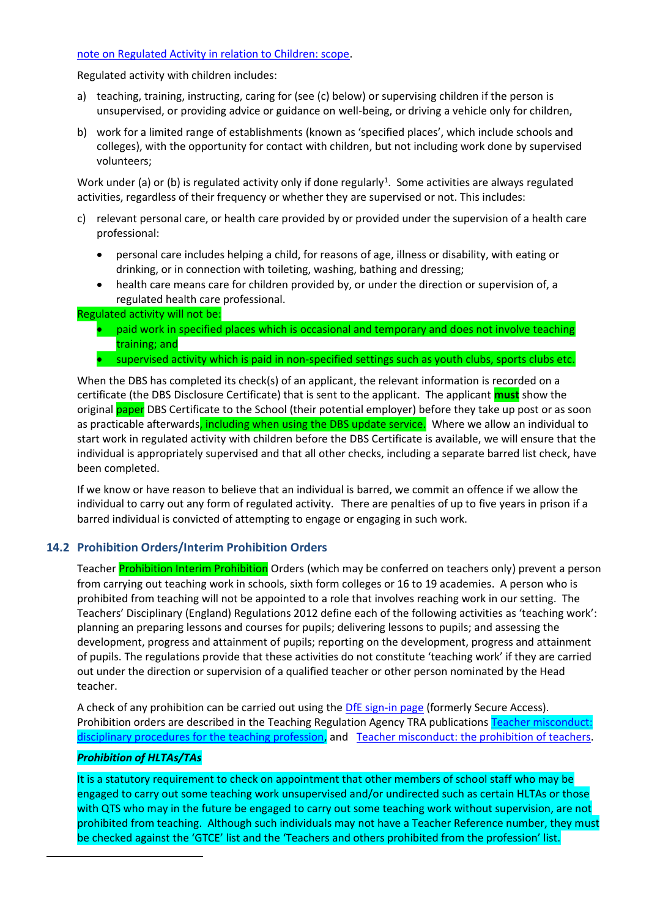note on Regulated Activity in relation to Children: scope.

Regulated activity with children includes:

a) teaching, training, instructing, caring for (see (c) below) or supervising children if the person is unsupervised, or providing advice or guidance on well-being, or driving a vehicle only for children,

b) work for a limited range of establishments (known as 'specified places', which include schools and colleges), with the opportunity for contact with children, but not including work done by supervised volunteers;

Work under (a) or (b) is regulated activity only if done regularly[1]. Some activities are always regulated activities, regardless of their frequency or whether they are supervised or not. This includes:

c) relevant personal care, or health care provided by or provided under the supervision of a health care professional:

- personal care includes helping a child, for reasons of age, illness or disability, with eating or drinking, or in connection with toileting, washing, bathing and dressing;
- health care means care for children provided by, or under the direction or supervision of, a regulated health care professional.

Regulated activity will not be:

- paid work in specified places which is occasional and temporary and does not involve teaching training; and
- supervised activity which is paid in non-specified settings such as youth clubs, sports clubs etc.

When the DBS has completed its check(s) of an applicant, the relevant information is recorded on a certificate (the DBS Disclosure Certificate) that is sent to the applicant. The applicant **must** show the original paper DBS Certificate to the School (their potential employer) before they take up post or as soon as practicable afterwards, including when using the DBS update service. Where we allow an individual to start work in regulated activity with children before the DBS Certificate is available, we will ensure that the individual is appropriately supervised and that all other checks, including a separate barred list check, have been completed.

If we know or have reason to believe that an individual is barred, we commit an offence if we allow the individual to carry out any form of regulated activity. There are penalties of up to five years in prison if a barred individual is convicted of attempting to engage or engaging in such work.

### 14.2 Prohibition Orders/Interim Prohibition Orders

Teacher Prohibition Interim Prohibition Orders (which may be conferred on teachers only) prevent a person from carrying out teaching work in schools, sixth form colleges or 16 to 19 academies. A person who is prohibited from teaching will not be appointed to a role that involves reaching work in our setting. The Teachers' Disciplinary (England) Regulations 2012 define each of the following activities as 'teaching work': planning an preparing lessons and courses for pupils; delivering lessons to pupils; and assessing the development, progress and attainment of pupils; reporting on the development, progress and attainment of pupils. The regulations provide that these activities do not constitute 'teaching work' if they are carried out under the direction or supervision of a qualified teacher or other person nominated by the Head teacher.

A check of any prohibition can be carried out using the DfE sign-in page (formerly Secure Access). Prohibition orders are described in the Teaching Regulation Agency TRA publications Teacher misconduct: disciplinary procedures for the teaching profession, and Teacher misconduct: the prohibition of teachers.

***Prohibition of HLTAs/TAs***

It is a statutory requirement to check on appointment that other members of school staff who may be engaged to carry out some teaching work unsupervised and/or undirected such as certain HLTAs or those with QTS who may in the future be engaged to carry out some teaching work without supervision, are not prohibited from teaching. Although such individuals may not have a Teacher Reference number, they must be checked against the 'GTCE' list and the 'Teachers and others prohibited from the profession' list.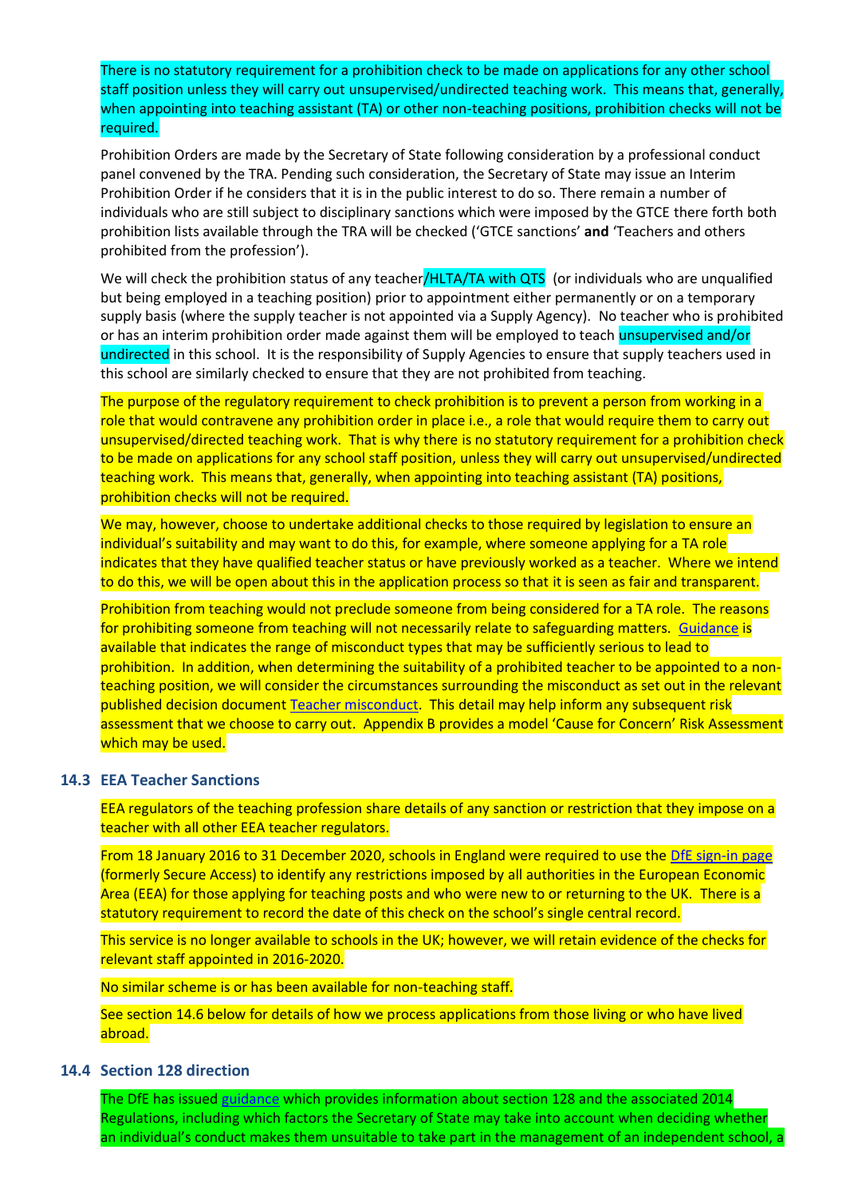There is no statutory requirement for a prohibition check to be made on applications for any other school staff position unless they will carry out unsupervised/undirected teaching work. This means that, generally, when appointing into teaching assistant (TA) or other non-teaching positions, prohibition checks will not be required.

Prohibition Orders are made by the Secretary of State following consideration by a professional conduct panel convened by the TRA. Pending such consideration, the Secretary of State may issue an Interim Prohibition Order if he considers that it is in the public interest to do so. There remain a number of individuals who are still subject to disciplinary sanctions which were imposed by the GTCE there forth both prohibition lists available through the TRA will be checked ('GTCE sanctions' **and** 'Teachers and others prohibited from the profession').

We will check the prohibition status of any teacher/HLTA/TA with QTS (or individuals who are unqualified but being employed in a teaching position) prior to appointment either permanently or on a temporary supply basis (where the supply teacher is not appointed via a Supply Agency). No teacher who is prohibited or has an interim prohibition order made against them will be employed to teach unsupervised and/or undirected in this school. It is the responsibility of Supply Agencies to ensure that supply teachers used in this school are similarly checked to ensure that they are not prohibited from teaching.

The purpose of the regulatory requirement to check prohibition is to prevent a person from working in a role that would contravene any prohibition order in place i.e., a role that would require them to carry out unsupervised/directed teaching work. That is why there is no statutory requirement for a prohibition check to be made on applications for any school staff position, unless they will carry out unsupervised/undirected teaching work. This means that, generally, when appointing into teaching assistant (TA) positions, prohibition checks will not be required.

We may, however, choose to undertake additional checks to those required by legislation to ensure an individual's suitability and may want to do this, for example, where someone applying for a TA role indicates that they have qualified teacher status or have previously worked as a teacher. Where we intend to do this, we will be open about this in the application process so that it is seen as fair and transparent.

Prohibition from teaching would not preclude someone from being considered for a TA role. The reasons for prohibiting someone from teaching will not necessarily relate to safeguarding matters. Guidance is available that indicates the range of misconduct types that may be sufficiently serious to lead to prohibition. In addition, when determining the suitability of a prohibited teacher to be appointed to a non-teaching position, we will consider the circumstances surrounding the misconduct as set out in the relevant published decision document Teacher misconduct. This detail may help inform any subsequent risk assessment that we choose to carry out. Appendix B provides a model 'Cause for Concern' Risk Assessment which may be used.

### 14.3 EEA Teacher Sanctions

EEA regulators of the teaching profession share details of any sanction or restriction that they impose on a teacher with all other EEA teacher regulators.

From 18 January 2016 to 31 December 2020, schools in England were required to use the DfE sign-in page (formerly Secure Access) to identify any restrictions imposed by all authorities in the European Economic Area (EEA) for those applying for teaching posts and who were new to or returning to the UK. There is a statutory requirement to record the date of this check on the school's single central record.

This service is no longer available to schools in the UK; however, we will retain evidence of the checks for relevant staff appointed in 2016-2020.

No similar scheme is or has been available for non-teaching staff.

See section 14.6 below for details of how we process applications from those living or who have lived abroad.

### 14.4 Section 128 direction

The DfE has issued guidance which provides information about section 128 and the associated 2014 Regulations, including which factors the Secretary of State may take into account when deciding whether an individual's conduct makes them unsuitable to take part in the management of an independent school, a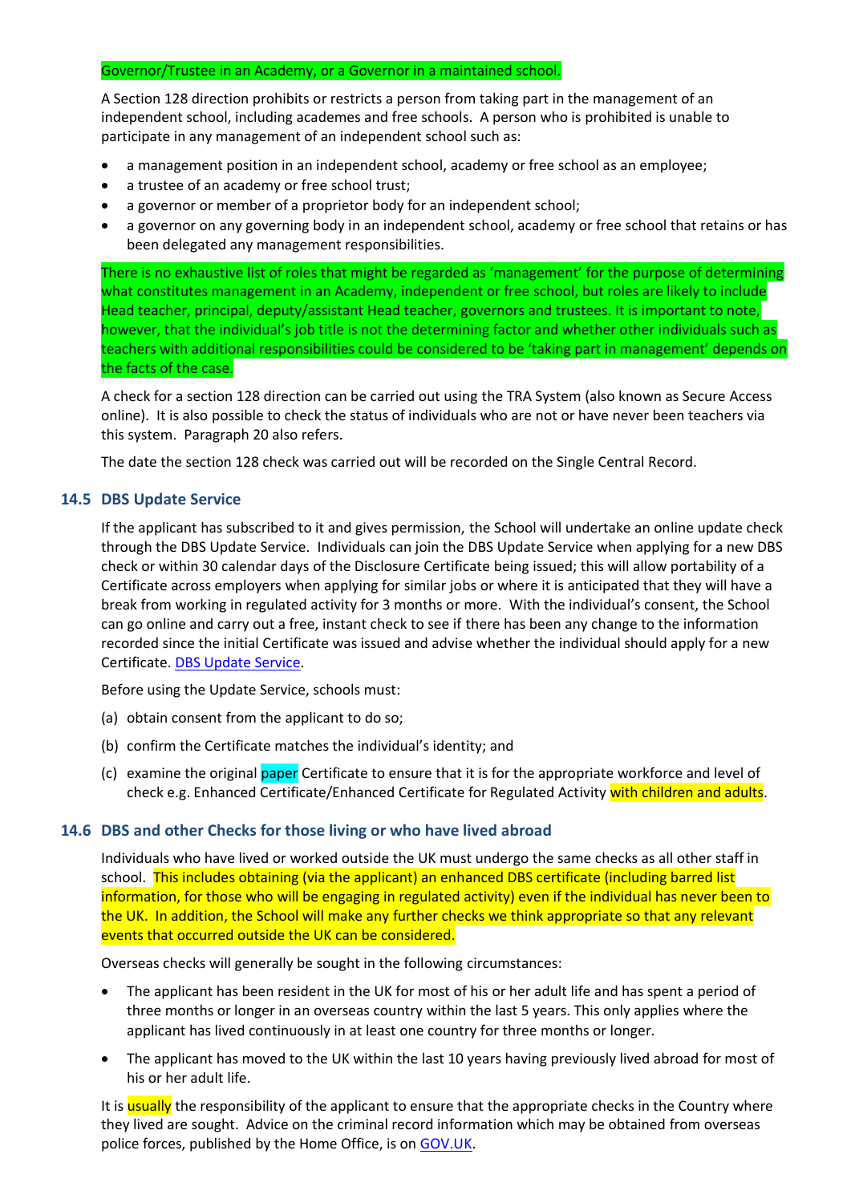Governor/Trustee in an Academy, or a Governor in a maintained school.

A Section 128 direction prohibits or restricts a person from taking part in the management of an independent school, including academes and free schools. A person who is prohibited is unable to participate in any management of an independent school such as:

- a management position in an independent school, academy or free school as an employee;
- a trustee of an academy or free school trust;
- a governor or member of a proprietor body for an independent school;
- a governor on any governing body in an independent school, academy or free school that retains or has been delegated any management responsibilities.

There is no exhaustive list of roles that might be regarded as 'management' for the purpose of determining what constitutes management in an Academy, independent or free school, but roles are likely to include Head teacher, principal, deputy/assistant Head teacher, governors and trustees. It is important to note, however, that the individual's job title is not the determining factor and whether other individuals such as teachers with additional responsibilities could be considered to be 'taking part in management' depends on the facts of the case.

A check for a section 128 direction can be carried out using the TRA System (also known as Secure Access online). It is also possible to check the status of individuals who are not or have never been teachers via this system. Paragraph 20 also refers.

The date the section 128 check was carried out will be recorded on the Single Central Record.

### 14.5 DBS Update Service

If the applicant has subscribed to it and gives permission, the School will undertake an online update check through the DBS Update Service. Individuals can join the DBS Update Service when applying for a new DBS check or within 30 calendar days of the Disclosure Certificate being issued; this will allow portability of a Certificate across employers when applying for similar jobs or where it is anticipated that they will have a break from working in regulated activity for 3 months or more. With the individual's consent, the School can go online and carry out a free, instant check to see if there has been any change to the information recorded since the initial Certificate was issued and advise whether the individual should apply for a new Certificate. DBS Update Service.

Before using the Update Service, schools must:

(a) obtain consent from the applicant to do so;

(b) confirm the Certificate matches the individual's identity; and

(c) examine the original paper Certificate to ensure that it is for the appropriate workforce and level of check e.g. Enhanced Certificate/Enhanced Certificate for Regulated Activity with children and adults.

### 14.6 DBS and other Checks for those living or who have lived abroad

Individuals who have lived or worked outside the UK must undergo the same checks as all other staff in school. This includes obtaining (via the applicant) an enhanced DBS certificate (including barred list information, for those who will be engaging in regulated activity) even if the individual has never been to the UK. In addition, the School will make any further checks we think appropriate so that any relevant events that occurred outside the UK can be considered.

Overseas checks will generally be sought in the following circumstances:

- The applicant has been resident in the UK for most of his or her adult life and has spent a period of three months or longer in an overseas country within the last 5 years. This only applies where the applicant has lived continuously in at least one country for three months or longer.
- The applicant has moved to the UK within the last 10 years having previously lived abroad for most of his or her adult life.

It is usually the responsibility of the applicant to ensure that the appropriate checks in the Country where they lived are sought. Advice on the criminal record information which may be obtained from overseas police forces, published by the Home Office, is on GOV.UK.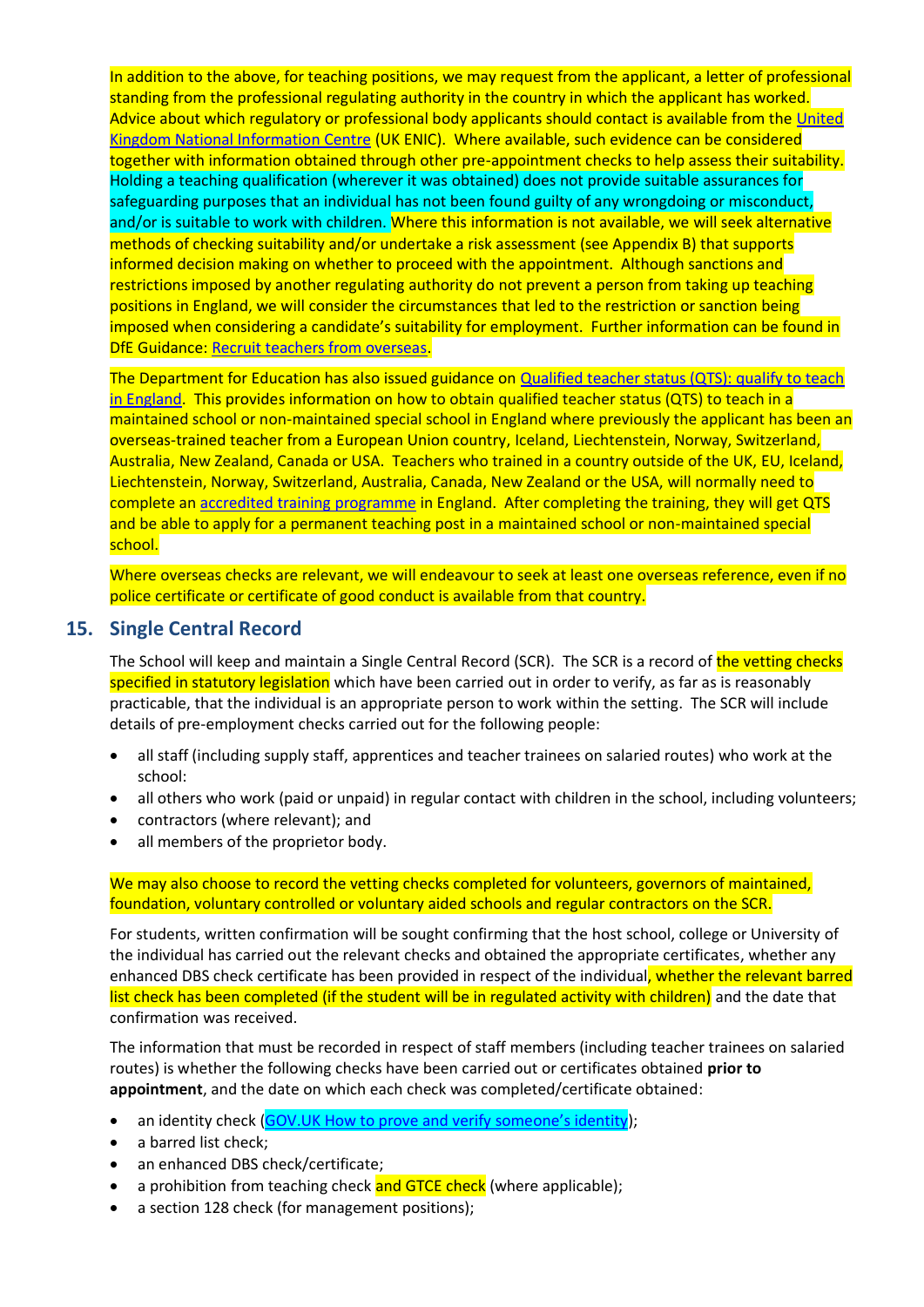In addition to the above, for teaching positions, we may request from the applicant, a letter of professional standing from the professional regulating authority in the country in which the applicant has worked. Advice about which regulatory or professional body applicants should contact is available from the United Kingdom National Information Centre (UK ENIC). Where available, such evidence can be considered together with information obtained through other pre-appointment checks to help assess their suitability. Holding a teaching qualification (wherever it was obtained) does not provide suitable assurances for safeguarding purposes that an individual has not been found guilty of any wrongdoing or misconduct, and/or is suitable to work with children. Where this information is not available, we will seek alternative methods of checking suitability and/or undertake a risk assessment (see Appendix B) that supports informed decision making on whether to proceed with the appointment. Although sanctions and restrictions imposed by another regulating authority do not prevent a person from taking up teaching positions in England, we will consider the circumstances that led to the restriction or sanction being imposed when considering a candidate's suitability for employment. Further information can be found in DfE Guidance: Recruit teachers from overseas.

The Department for Education has also issued guidance on Qualified teacher status (QTS): qualify to teach in England. This provides information on how to obtain qualified teacher status (QTS) to teach in a maintained school or non-maintained special school in England where previously the applicant has been an overseas-trained teacher from a European Union country, Iceland, Liechtenstein, Norway, Switzerland, Australia, New Zealand, Canada or USA. Teachers who trained in a country outside of the UK, EU, Iceland, Liechtenstein, Norway, Switzerland, Australia, Canada, New Zealand or the USA, will normally need to complete an accredited training programme in England. After completing the training, they will get QTS and be able to apply for a permanent teaching post in a maintained school or non-maintained special school.

Where overseas checks are relevant, we will endeavour to seek at least one overseas reference, even if no police certificate or certificate of good conduct is available from that country.

## 15. Single Central Record

The School will keep and maintain a Single Central Record (SCR). The SCR is a record of the vetting checks specified in statutory legislation which have been carried out in order to verify, as far as is reasonably practicable, that the individual is an appropriate person to work within the setting. The SCR will include details of pre-employment checks carried out for the following people:

- all staff (including supply staff, apprentices and teacher trainees on salaried routes) who work at the school:
- all others who work (paid or unpaid) in regular contact with children in the school, including volunteers;
- contractors (where relevant); and
- all members of the proprietor body.

We may also choose to record the vetting checks completed for volunteers, governors of maintained, foundation, voluntary controlled or voluntary aided schools and regular contractors on the SCR.

For students, written confirmation will be sought confirming that the host school, college or University of the individual has carried out the relevant checks and obtained the appropriate certificates, whether any enhanced DBS check certificate has been provided in respect of the individual, whether the relevant barred list check has been completed (if the student will be in regulated activity with children) and the date that confirmation was received.

The information that must be recorded in respect of staff members (including teacher trainees on salaried routes) is whether the following checks have been carried out or certificates obtained **prior to appointment**, and the date on which each check was completed/certificate obtained:

- an identity check (GOV.UK How to prove and verify someone's identity);
- a barred list check;
- an enhanced DBS check/certificate;
- a prohibition from teaching check and GTCE check (where applicable);
- a section 128 check (for management positions);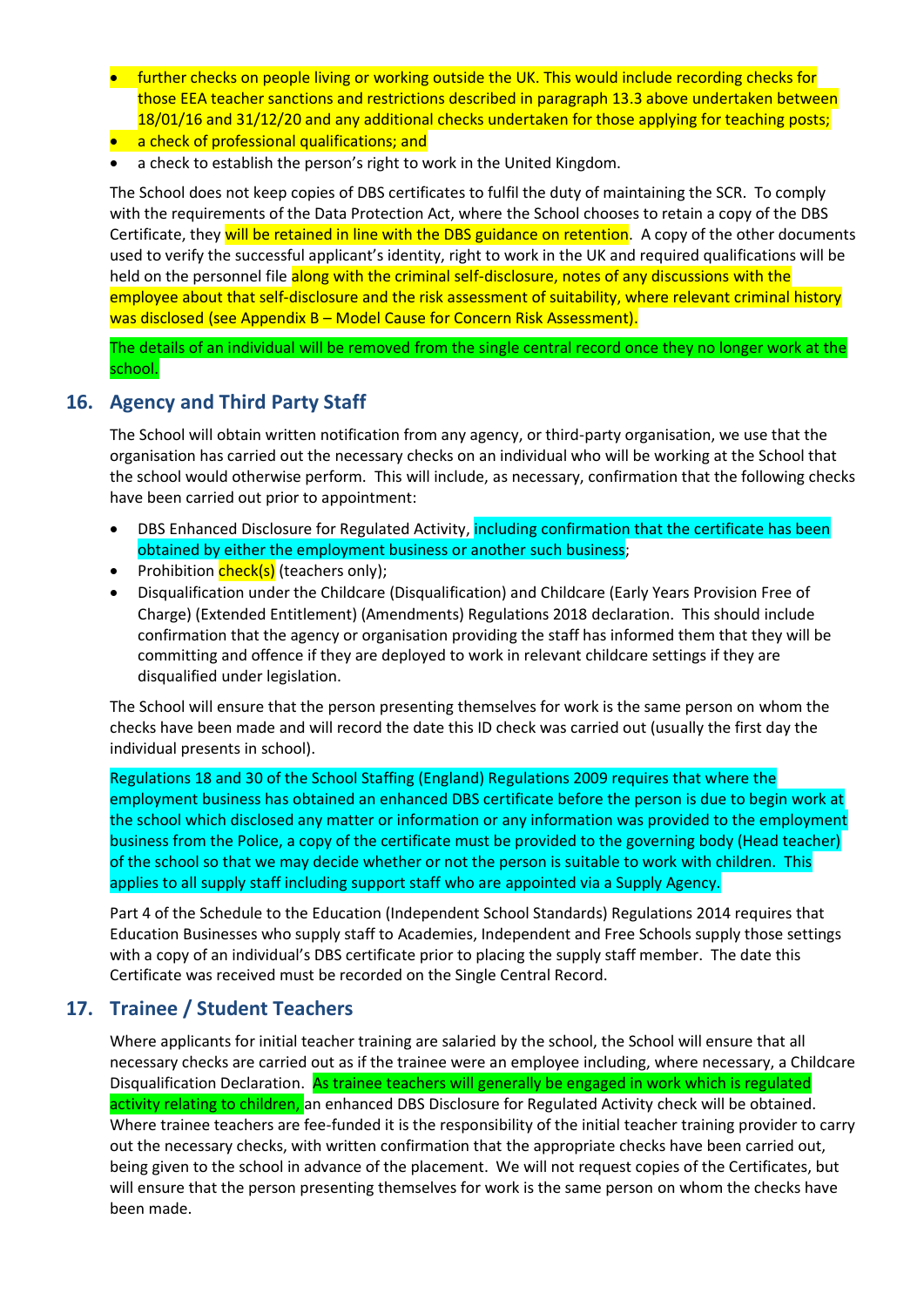- further checks on people living or working outside the UK. This would include recording checks for those EEA teacher sanctions and restrictions described in paragraph 13.3 above undertaken between 18/01/16 and 31/12/20 and any additional checks undertaken for those applying for teaching posts;
- a check of professional qualifications; and
- a check to establish the person's right to work in the United Kingdom.

The School does not keep copies of DBS certificates to fulfil the duty of maintaining the SCR. To comply with the requirements of the Data Protection Act, where the School chooses to retain a copy of the DBS Certificate, they will be retained in line with the DBS guidance on retention. A copy of the other documents used to verify the successful applicant's identity, right to work in the UK and required qualifications will be held on the personnel file along with the criminal self-disclosure, notes of any discussions with the employee about that self-disclosure and the risk assessment of suitability, where relevant criminal history was disclosed (see Appendix B – Model Cause for Concern Risk Assessment).

The details of an individual will be removed from the single central record once they no longer work at the school.

## 16. Agency and Third Party Staff

The School will obtain written notification from any agency, or third-party organisation, we use that the organisation has carried out the necessary checks on an individual who will be working at the School that the school would otherwise perform. This will include, as necessary, confirmation that the following checks have been carried out prior to appointment:

- DBS Enhanced Disclosure for Regulated Activity, including confirmation that the certificate has been obtained by either the employment business or another such business;
- Prohibition check(s) (teachers only);
- Disqualification under the Childcare (Disqualification) and Childcare (Early Years Provision Free of Charge) (Extended Entitlement) (Amendments) Regulations 2018 declaration. This should include confirmation that the agency or organisation providing the staff has informed them that they will be committing and offence if they are deployed to work in relevant childcare settings if they are disqualified under legislation.

The School will ensure that the person presenting themselves for work is the same person on whom the checks have been made and will record the date this ID check was carried out (usually the first day the individual presents in school).

Regulations 18 and 30 of the School Staffing (England) Regulations 2009 requires that where the employment business has obtained an enhanced DBS certificate before the person is due to begin work at the school which disclosed any matter or information or any information was provided to the employment business from the Police, a copy of the certificate must be provided to the governing body (Head teacher) of the school so that we may decide whether or not the person is suitable to work with children. This applies to all supply staff including support staff who are appointed via a Supply Agency.

Part 4 of the Schedule to the Education (Independent School Standards) Regulations 2014 requires that Education Businesses who supply staff to Academies, Independent and Free Schools supply those settings with a copy of an individual's DBS certificate prior to placing the supply staff member. The date this Certificate was received must be recorded on the Single Central Record.

## 17. Trainee / Student Teachers

Where applicants for initial teacher training are salaried by the school, the School will ensure that all necessary checks are carried out as if the trainee were an employee including, where necessary, a Childcare Disqualification Declaration. As trainee teachers will generally be engaged in work which is regulated activity relating to children, an enhanced DBS Disclosure for Regulated Activity check will be obtained. Where trainee teachers are fee-funded it is the responsibility of the initial teacher training provider to carry out the necessary checks, with written confirmation that the appropriate checks have been carried out, being given to the school in advance of the placement. We will not request copies of the Certificates, but will ensure that the person presenting themselves for work is the same person on whom the checks have been made.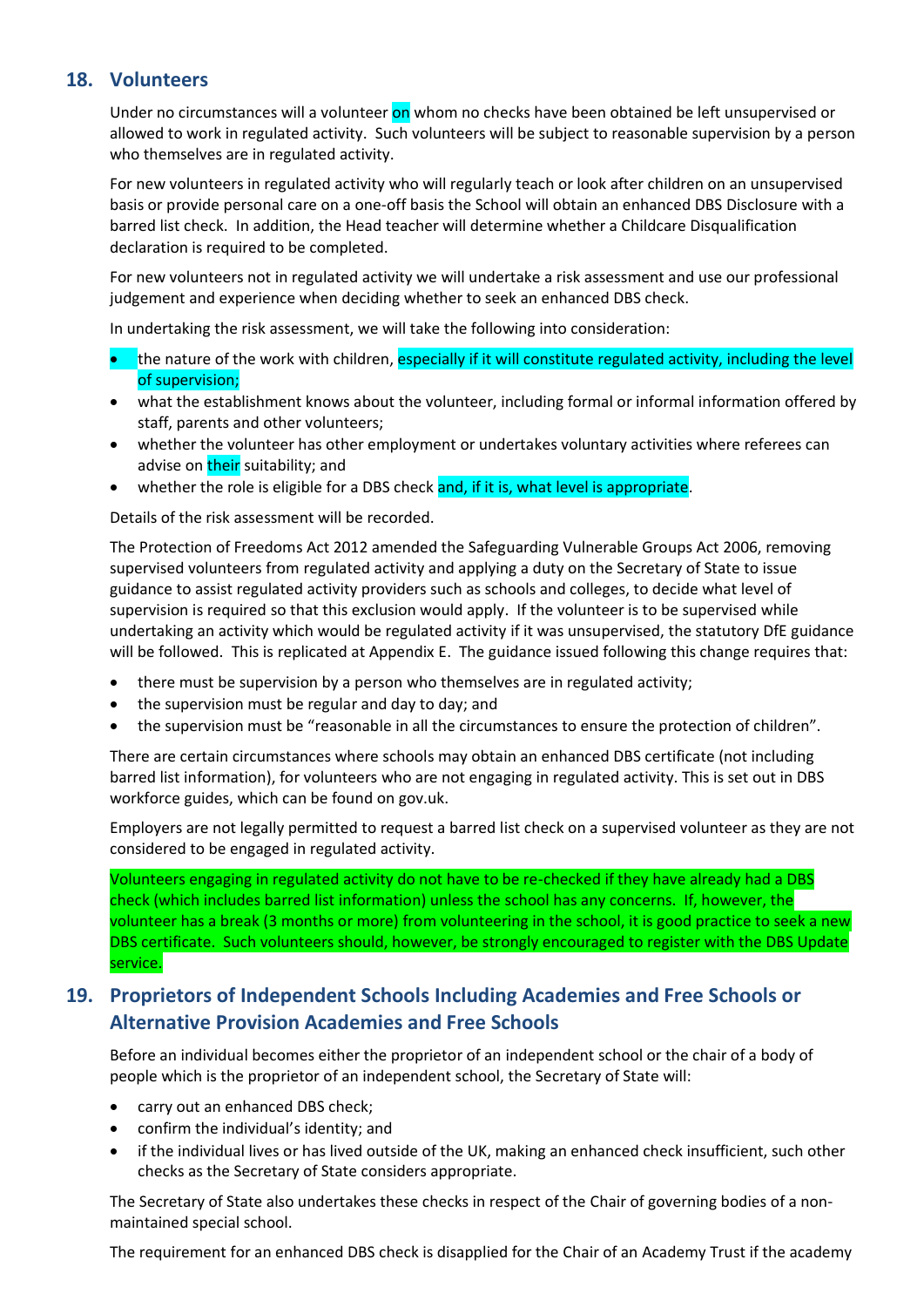## 18. Volunteers

Under no circumstances will a volunteer on whom no checks have been obtained be left unsupervised or allowed to work in regulated activity. Such volunteers will be subject to reasonable supervision by a person who themselves are in regulated activity.

For new volunteers in regulated activity who will regularly teach or look after children on an unsupervised basis or provide personal care on a one-off basis the School will obtain an enhanced DBS Disclosure with a barred list check. In addition, the Head teacher will determine whether a Childcare Disqualification declaration is required to be completed.

For new volunteers not in regulated activity we will undertake a risk assessment and use our professional judgement and experience when deciding whether to seek an enhanced DBS check.

In undertaking the risk assessment, we will take the following into consideration:

- the nature of the work with children, especially if it will constitute regulated activity, including the level of supervision;
- what the establishment knows about the volunteer, including formal or informal information offered by staff, parents and other volunteers;
- whether the volunteer has other employment or undertakes voluntary activities where referees can advise on their suitability; and
- whether the role is eligible for a DBS check and, if it is, what level is appropriate.

Details of the risk assessment will be recorded.

The Protection of Freedoms Act 2012 amended the Safeguarding Vulnerable Groups Act 2006, removing supervised volunteers from regulated activity and applying a duty on the Secretary of State to issue guidance to assist regulated activity providers such as schools and colleges, to decide what level of supervision is required so that this exclusion would apply. If the volunteer is to be supervised while undertaking an activity which would be regulated activity if it was unsupervised, the statutory DfE guidance will be followed. This is replicated at Appendix E. The guidance issued following this change requires that:

- there must be supervision by a person who themselves are in regulated activity;
- the supervision must be regular and day to day; and
- the supervision must be "reasonable in all the circumstances to ensure the protection of children".

There are certain circumstances where schools may obtain an enhanced DBS certificate (not including barred list information), for volunteers who are not engaging in regulated activity. This is set out in DBS workforce guides, which can be found on gov.uk.

Employers are not legally permitted to request a barred list check on a supervised volunteer as they are not considered to be engaged in regulated activity.

Volunteers engaging in regulated activity do not have to be re-checked if they have already had a DBS check (which includes barred list information) unless the school has any concerns. If, however, the volunteer has a break (3 months or more) from volunteering in the school, it is good practice to seek a new DBS certificate. Such volunteers should, however, be strongly encouraged to register with the DBS Update service.

## 19. Proprietors of Independent Schools Including Academies and Free Schools or Alternative Provision Academies and Free Schools

Before an individual becomes either the proprietor of an independent school or the chair of a body of people which is the proprietor of an independent school, the Secretary of State will:

- carry out an enhanced DBS check;
- confirm the individual's identity; and
- if the individual lives or has lived outside of the UK, making an enhanced check insufficient, such other checks as the Secretary of State considers appropriate.

The Secretary of State also undertakes these checks in respect of the Chair of governing bodies of a non-maintained special school.

The requirement for an enhanced DBS check is disapplied for the Chair of an Academy Trust if the academy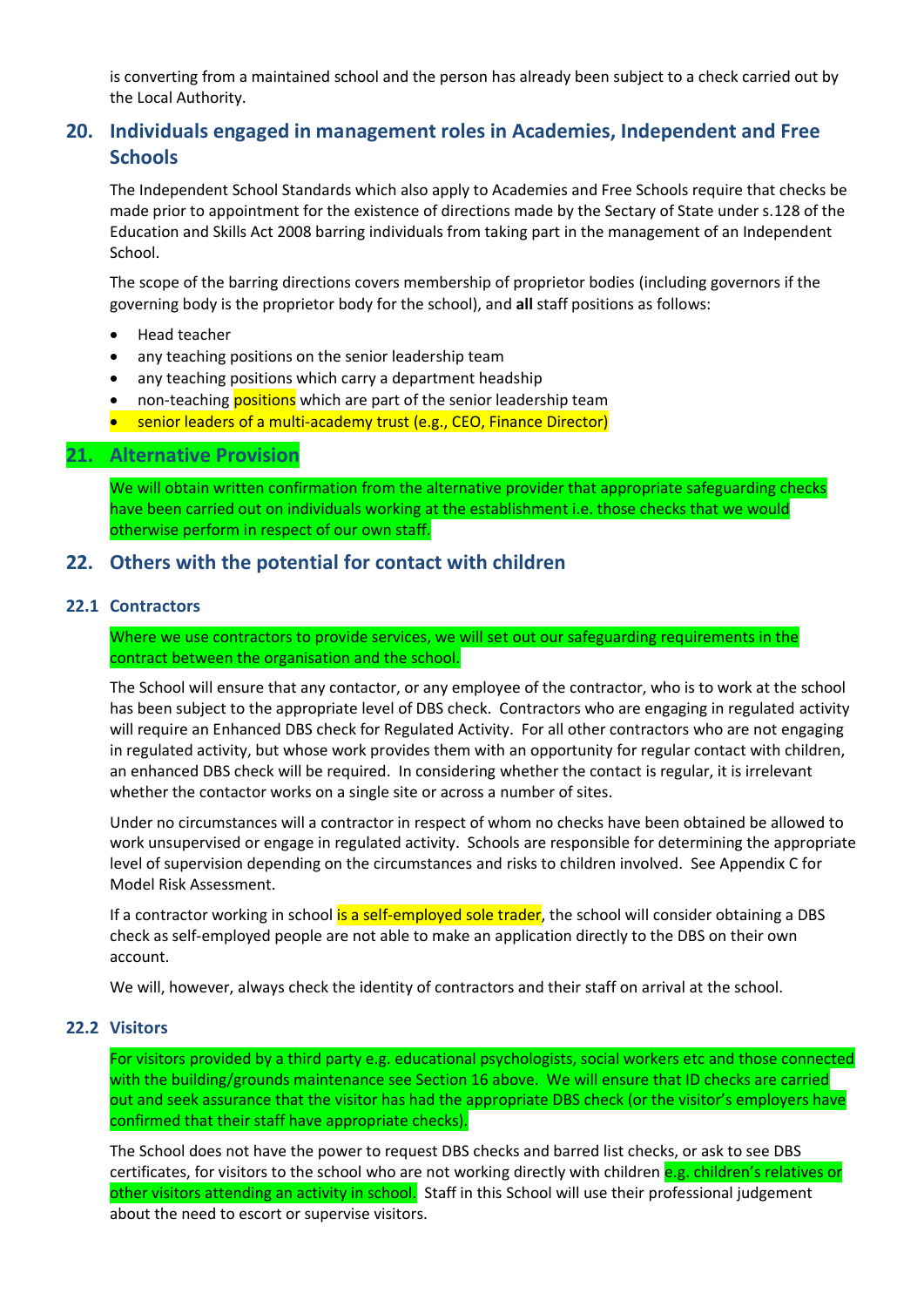is converting from a maintained school and the person has already been subject to a check carried out by the Local Authority.

## 20. Individuals engaged in management roles in Academies, Independent and Free Schools

The Independent School Standards which also apply to Academies and Free Schools require that checks be made prior to appointment for the existence of directions made by the Sectary of State under s.128 of the Education and Skills Act 2008 barring individuals from taking part in the management of an Independent School.

The scope of the barring directions covers membership of proprietor bodies (including governors if the governing body is the proprietor body for the school), and **all** staff positions as follows:

- Head teacher
- any teaching positions on the senior leadership team
- any teaching positions which carry a department headship
- non-teaching positions which are part of the senior leadership team
- senior leaders of a multi-academy trust (e.g., CEO, Finance Director)

## 21. Alternative Provision

We will obtain written confirmation from the alternative provider that appropriate safeguarding checks have been carried out on individuals working at the establishment i.e. those checks that we would otherwise perform in respect of our own staff.

## 22. Others with the potential for contact with children

### 22.1 Contractors

Where we use contractors to provide services, we will set out our safeguarding requirements in the contract between the organisation and the school.

The School will ensure that any contactor, or any employee of the contractor, who is to work at the school has been subject to the appropriate level of DBS check. Contractors who are engaging in regulated activity will require an Enhanced DBS check for Regulated Activity. For all other contractors who are not engaging in regulated activity, but whose work provides them with an opportunity for regular contact with children, an enhanced DBS check will be required. In considering whether the contact is regular, it is irrelevant whether the contactor works on a single site or across a number of sites.

Under no circumstances will a contractor in respect of whom no checks have been obtained be allowed to work unsupervised or engage in regulated activity. Schools are responsible for determining the appropriate level of supervision depending on the circumstances and risks to children involved. See Appendix C for Model Risk Assessment.

If a contractor working in school is a self-employed sole trader, the school will consider obtaining a DBS check as self-employed people are not able to make an application directly to the DBS on their own account.

We will, however, always check the identity of contractors and their staff on arrival at the school.

### 22.2 Visitors

For visitors provided by a third party e.g. educational psychologists, social workers etc and those connected with the building/grounds maintenance see Section 16 above. We will ensure that ID checks are carried out and seek assurance that the visitor has had the appropriate DBS check (or the visitor's employers have confirmed that their staff have appropriate checks).

The School does not have the power to request DBS checks and barred list checks, or ask to see DBS certificates, for visitors to the school who are not working directly with children e.g. children's relatives or other visitors attending an activity in school. Staff in this School will use their professional judgement about the need to escort or supervise visitors.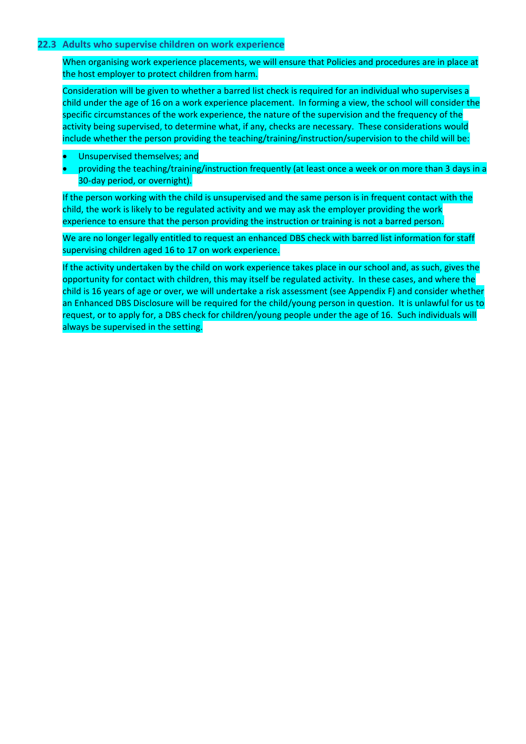### 22.3 Adults who supervise children on work experience

When organising work experience placements, we will ensure that Policies and procedures are in place at the host employer to protect children from harm.

Consideration will be given to whether a barred list check is required for an individual who supervises a child under the age of 16 on a work experience placement. In forming a view, the school will consider the specific circumstances of the work experience, the nature of the supervision and the frequency of the activity being supervised, to determine what, if any, checks are necessary. These considerations would include whether the person providing the teaching/training/instruction/supervision to the child will be:

- Unsupervised themselves; and
- providing the teaching/training/instruction frequently (at least once a week or on more than 3 days in a 30-day period, or overnight).

If the person working with the child is unsupervised and the same person is in frequent contact with the child, the work is likely to be regulated activity and we may ask the employer providing the work experience to ensure that the person providing the instruction or training is not a barred person.

We are no longer legally entitled to request an enhanced DBS check with barred list information for staff supervising children aged 16 to 17 on work experience.

If the activity undertaken by the child on work experience takes place in our school and, as such, gives the opportunity for contact with children, this may itself be regulated activity. In these cases, and where the child is 16 years of age or over, we will undertake a risk assessment (see Appendix F) and consider whether an Enhanced DBS Disclosure will be required for the child/young person in question. It is unlawful for us to request, or to apply for, a DBS check for children/young people under the age of 16. Such individuals will always be supervised in the setting.